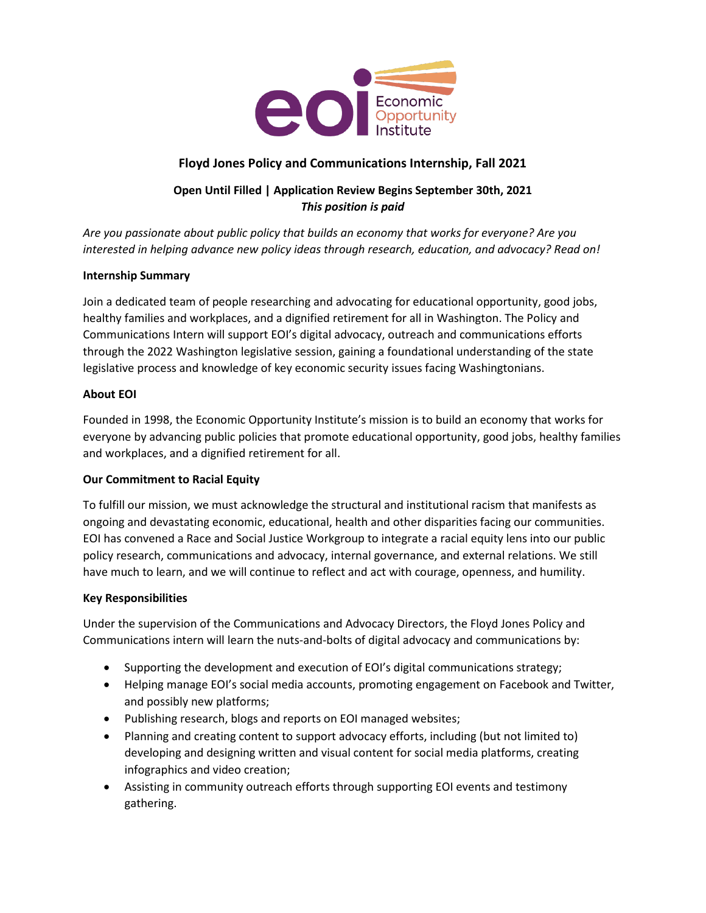eoi Economic Opportunity Institute

# Floyd Jones Policy and Communications Internship, Fall 2021

**Open Until Filled | Application Review Begins September 30th, 2021**
***This position is paid***

*Are you passionate about public policy that builds an economy that works for everyone? Are you interested in helping advance new policy ideas through research, education, and advocacy? Read on!*

## Internship Summary

Join a dedicated team of people researching and advocating for educational opportunity, good jobs, healthy families and workplaces, and a dignified retirement for all in Washington. The Policy and Communications Intern will support EOI's digital advocacy, outreach and communications efforts through the 2022 Washington legislative session, gaining a foundational understanding of the state legislative process and knowledge of key economic security issues facing Washingtonians.

## About EOI

Founded in 1998, the Economic Opportunity Institute's mission is to build an economy that works for everyone by advancing public policies that promote educational opportunity, good jobs, healthy families and workplaces, and a dignified retirement for all.

## Our Commitment to Racial Equity

To fulfill our mission, we must acknowledge the structural and institutional racism that manifests as ongoing and devastating economic, educational, health and other disparities facing our communities. EOI has convened a Race and Social Justice Workgroup to integrate a racial equity lens into our public policy research, communications and advocacy, internal governance, and external relations. We still have much to learn, and we will continue to reflect and act with courage, openness, and humility.

## Key Responsibilities

Under the supervision of the Communications and Advocacy Directors, the Floyd Jones Policy and Communications intern will learn the nuts-and-bolts of digital advocacy and communications by:

- Supporting the development and execution of EOI's digital communications strategy;
- Helping manage EOI's social media accounts, promoting engagement on Facebook and Twitter, and possibly new platforms;
- Publishing research, blogs and reports on EOI managed websites;
- Planning and creating content to support advocacy efforts, including (but not limited to) developing and designing written and visual content for social media platforms, creating infographics and video creation;
- Assisting in community outreach efforts through supporting EOI events and testimony gathering.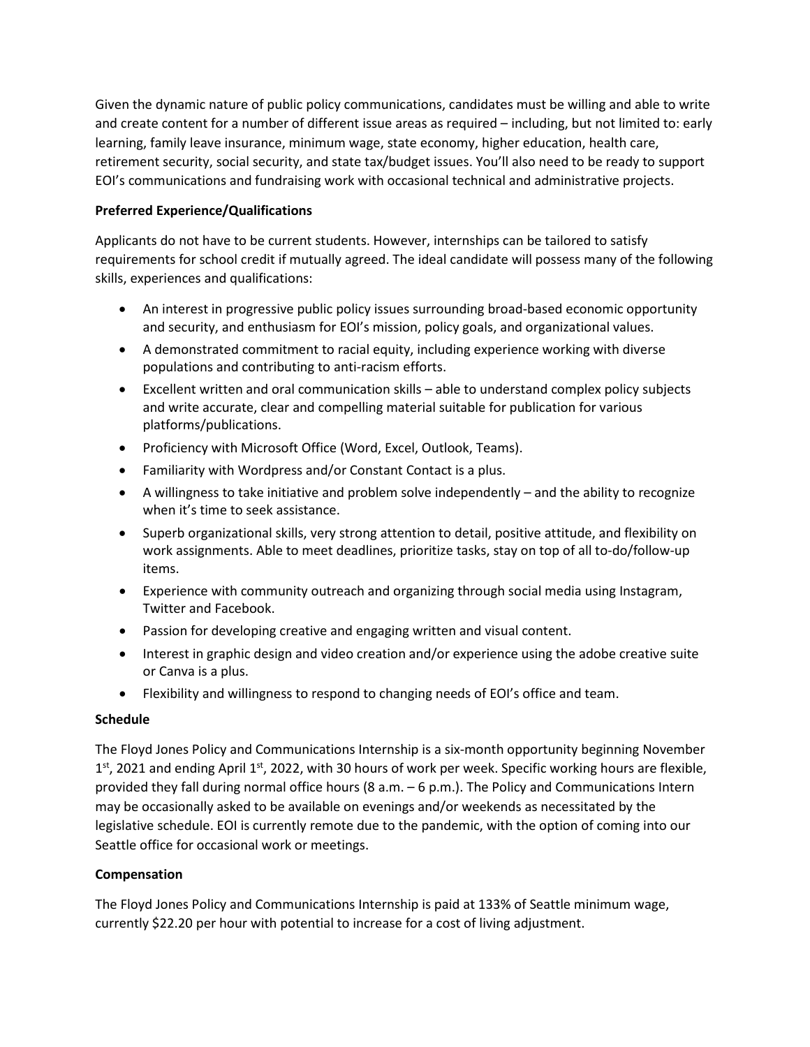Given the dynamic nature of public policy communications, candidates must be willing and able to write and create content for a number of different issue areas as required – including, but not limited to: early learning, family leave insurance, minimum wage, state economy, higher education, health care, retirement security, social security, and state tax/budget issues. You'll also need to be ready to support EOI's communications and fundraising work with occasional technical and administrative projects.

**Preferred Experience/Qualifications**

Applicants do not have to be current students. However, internships can be tailored to satisfy requirements for school credit if mutually agreed. The ideal candidate will possess many of the following skills, experiences and qualifications:

- An interest in progressive public policy issues surrounding broad-based economic opportunity and security, and enthusiasm for EOI's mission, policy goals, and organizational values.
- A demonstrated commitment to racial equity, including experience working with diverse populations and contributing to anti-racism efforts.
- Excellent written and oral communication skills – able to understand complex policy subjects and write accurate, clear and compelling material suitable for publication for various platforms/publications.
- Proficiency with Microsoft Office (Word, Excel, Outlook, Teams).
- Familiarity with Wordpress and/or Constant Contact is a plus.
- A willingness to take initiative and problem solve independently – and the ability to recognize when it's time to seek assistance.
- Superb organizational skills, very strong attention to detail, positive attitude, and flexibility on work assignments. Able to meet deadlines, prioritize tasks, stay on top of all to-do/follow-up items.
- Experience with community outreach and organizing through social media using Instagram, Twitter and Facebook.
- Passion for developing creative and engaging written and visual content.
- Interest in graphic design and video creation and/or experience using the adobe creative suite or Canva is a plus.
- Flexibility and willingness to respond to changing needs of EOI's office and team.

**Schedule**

The Floyd Jones Policy and Communications Internship is a six-month opportunity beginning November 1st, 2021 and ending April 1st, 2022, with 30 hours of work per week. Specific working hours are flexible, provided they fall during normal office hours (8 a.m. – 6 p.m.). The Policy and Communications Intern may be occasionally asked to be available on evenings and/or weekends as necessitated by the legislative schedule. EOI is currently remote due to the pandemic, with the option of coming into our Seattle office for occasional work or meetings.

**Compensation**

The Floyd Jones Policy and Communications Internship is paid at 133% of Seattle minimum wage, currently $22.20 per hour with potential to increase for a cost of living adjustment.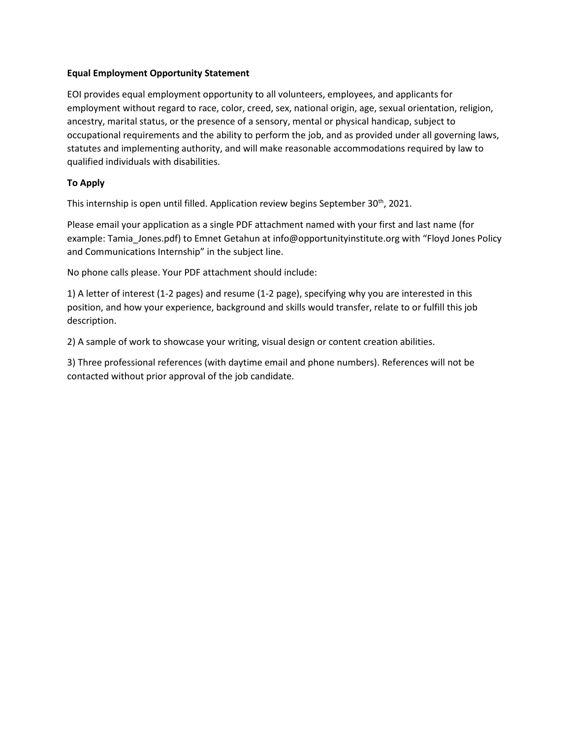**Equal Employment Opportunity Statement**

EOI provides equal employment opportunity to all volunteers, employees, and applicants for employment without regard to race, color, creed, sex, national origin, age, sexual orientation, religion, ancestry, marital status, or the presence of a sensory, mental or physical handicap, subject to occupational requirements and the ability to perform the job, and as provided under all governing laws, statutes and implementing authority, and will make reasonable accommodations required by law to qualified individuals with disabilities.

**To Apply**

This internship is open until filled. Application review begins September 30th, 2021.

Please email your application as a single PDF attachment named with your first and last name (for example: Tamia_Jones.pdf) to Emnet Getahun at info@opportunityinstitute.org with "Floyd Jones Policy and Communications Internship" in the subject line.

No phone calls please. Your PDF attachment should include:

1) A letter of interest (1-2 pages) and resume (1-2 page), specifying why you are interested in this position, and how your experience, background and skills would transfer, relate to or fulfill this job description.

2) A sample of work to showcase your writing, visual design or content creation abilities.

3) Three professional references (with daytime email and phone numbers). References will not be contacted without prior approval of the job candidate.